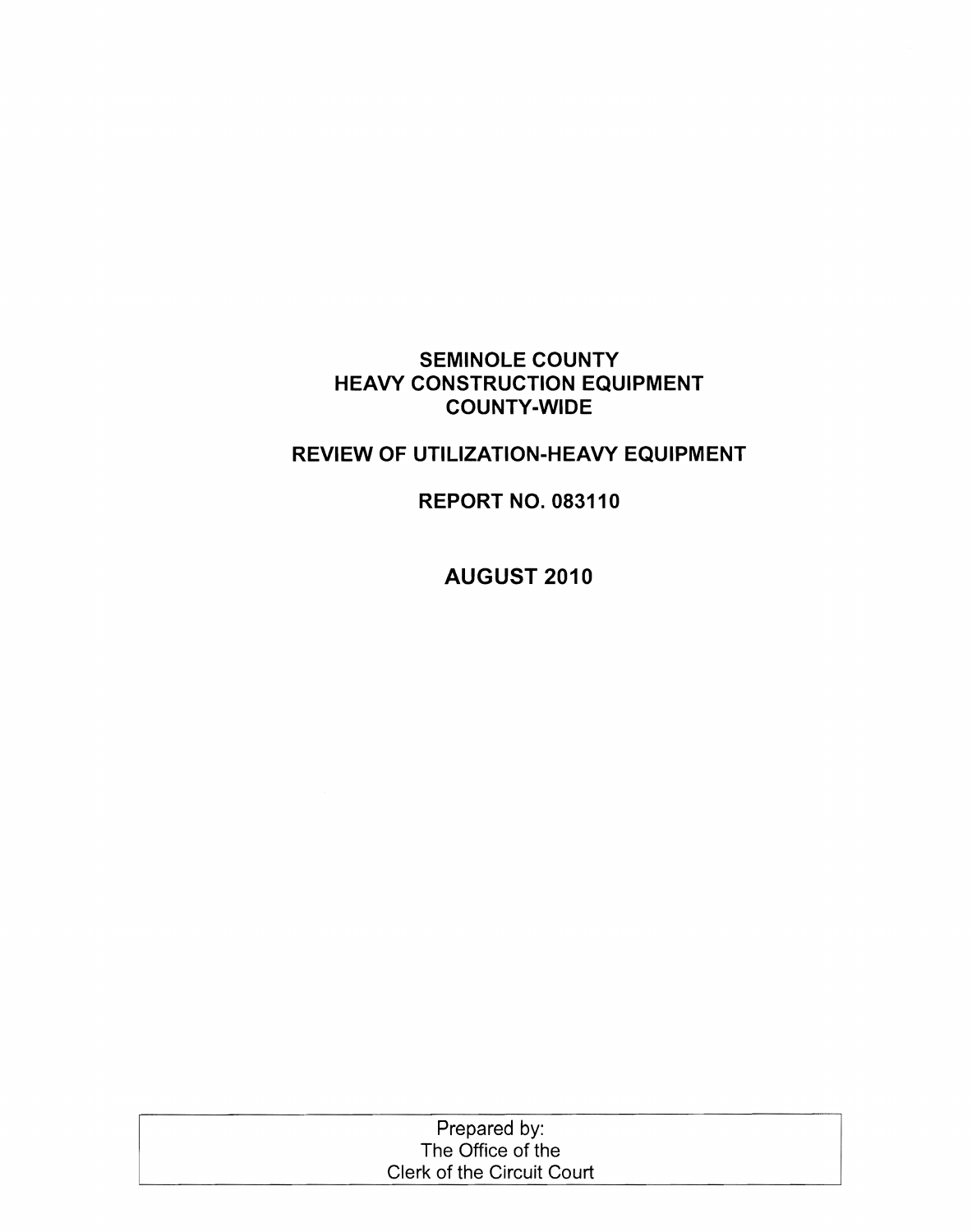# SEMINOLE COUNTY
# HEAVY CONSTRUCTION EQUIPMENT
# COUNTY-WIDE

## REVIEW OF UTILIZATION-HEAVY EQUIPMENT

## REPORT NO. 083110

## AUGUST 2010

| Prepared by: The Office of the Clerk of the Circuit Court |
| --- |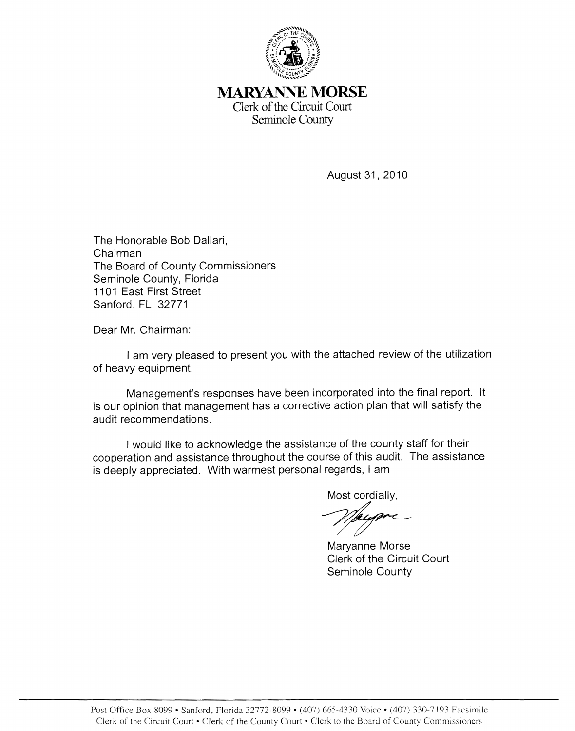# MARYANNE MORSE

Clerk of the Circuit Court
Seminole County

August 31, 2010

The Honorable Bob Dallari,
Chairman
The Board of County Commissioners
Seminole County, Florida
1101 East First Street
Sanford, FL 32771

Dear Mr. Chairman:

I am very pleased to present you with the attached review of the utilization of heavy equipment.

Management's responses have been incorporated into the final report. It is our opinion that management has a corrective action plan that will satisfy the audit recommendations.

I would like to acknowledge the assistance of the county staff for their cooperation and assistance throughout the course of this audit. The assistance is deeply appreciated. With warmest personal regards, I am

Most cordially,

Maryanne Morse
Clerk of the Circuit Court
Seminole County

Post Office Box 8099 • Sanford, Florida 32772-8099 • (407) 665-4330 Voice • (407) 330-7193 Facsimile
Clerk of the Circuit Court • Clerk of the County Court • Clerk to the Board of County Commissioners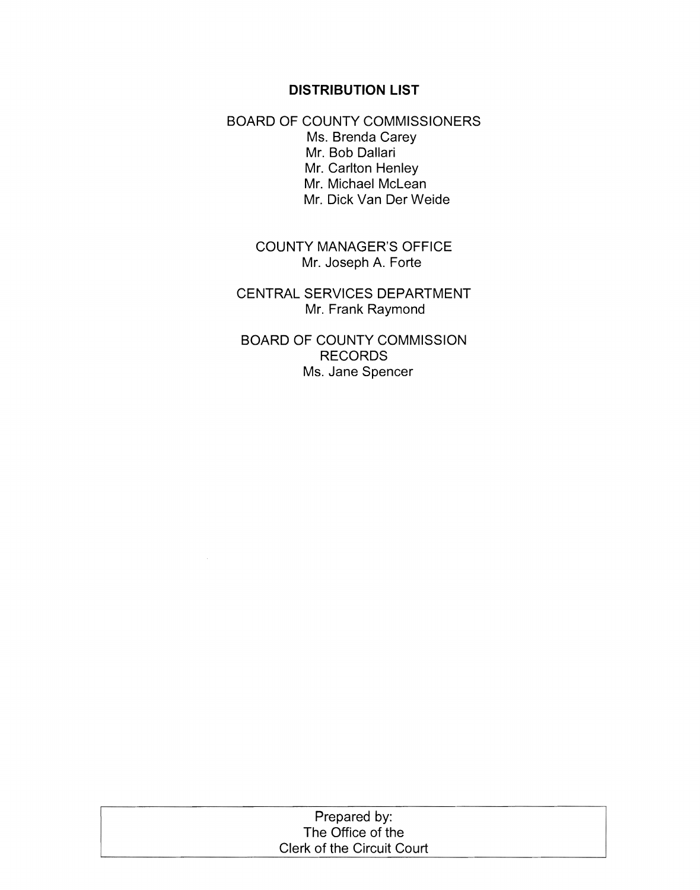## DISTRIBUTION LIST

BOARD OF COUNTY COMMISSIONERS

Ms. Brenda Carey
Mr. Bob Dallari
Mr. Carlton Henley
Mr. Michael McLean
Mr. Dick Van Der Weide

COUNTY MANAGER'S OFFICE

Mr. Joseph A. Forte

CENTRAL SERVICES DEPARTMENT

Mr. Frank Raymond

BOARD OF COUNTY COMMISSION RECORDS

Ms. Jane Spencer

Prepared by:
The Office of the
Clerk of the Circuit Court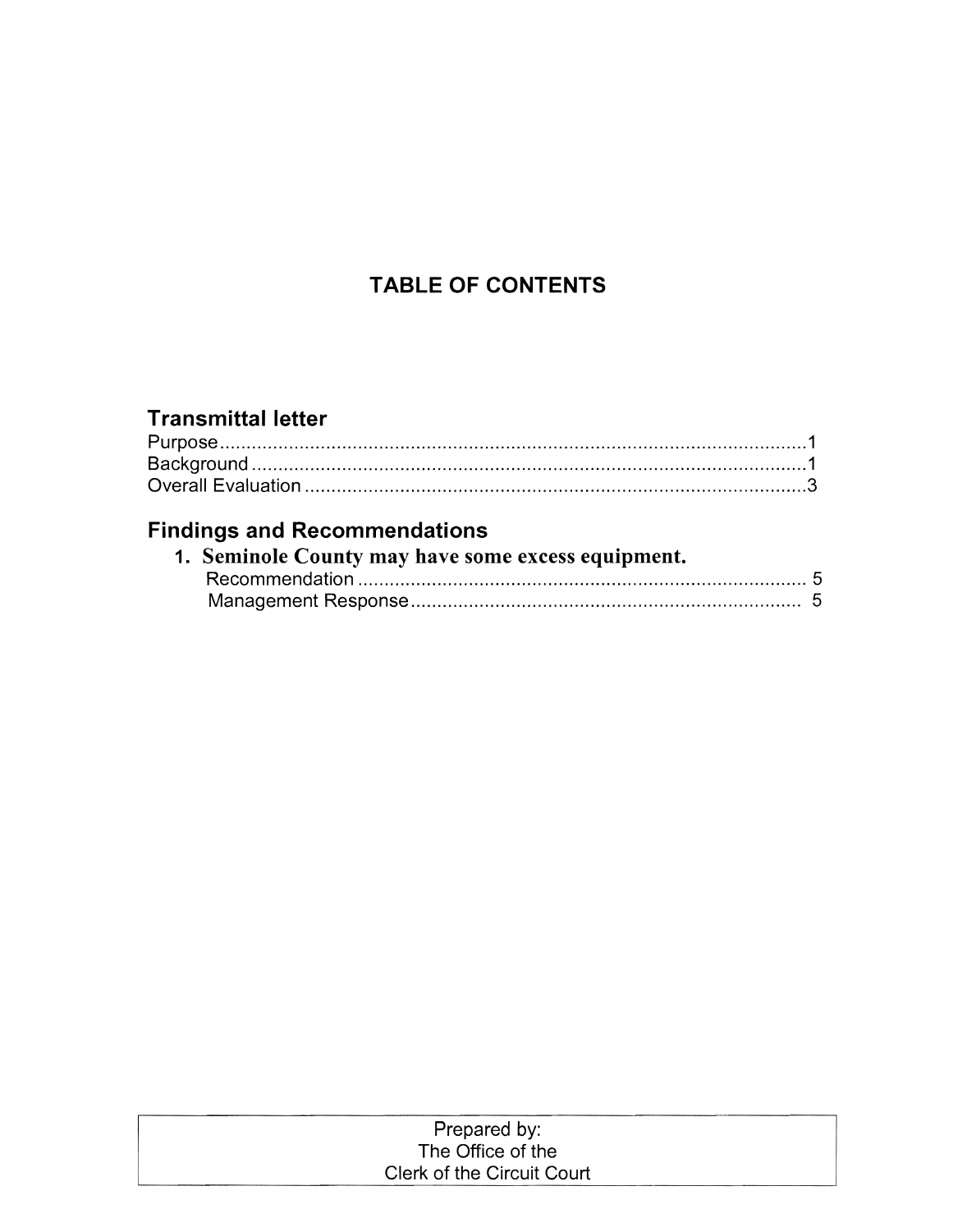# TABLE OF CONTENTS

## Transmittal letter

Purpose....................................................................................................1
Background..............................................................................................1
Overall Evaluation ....................................................................................3

## Findings and Recommendations

### 1. Seminole County may have some excess equipment.

Recommendation ........................................................................... 5
Management Response.................................................................. 5

Prepared by:
The Office of the
Clerk of the Circuit Court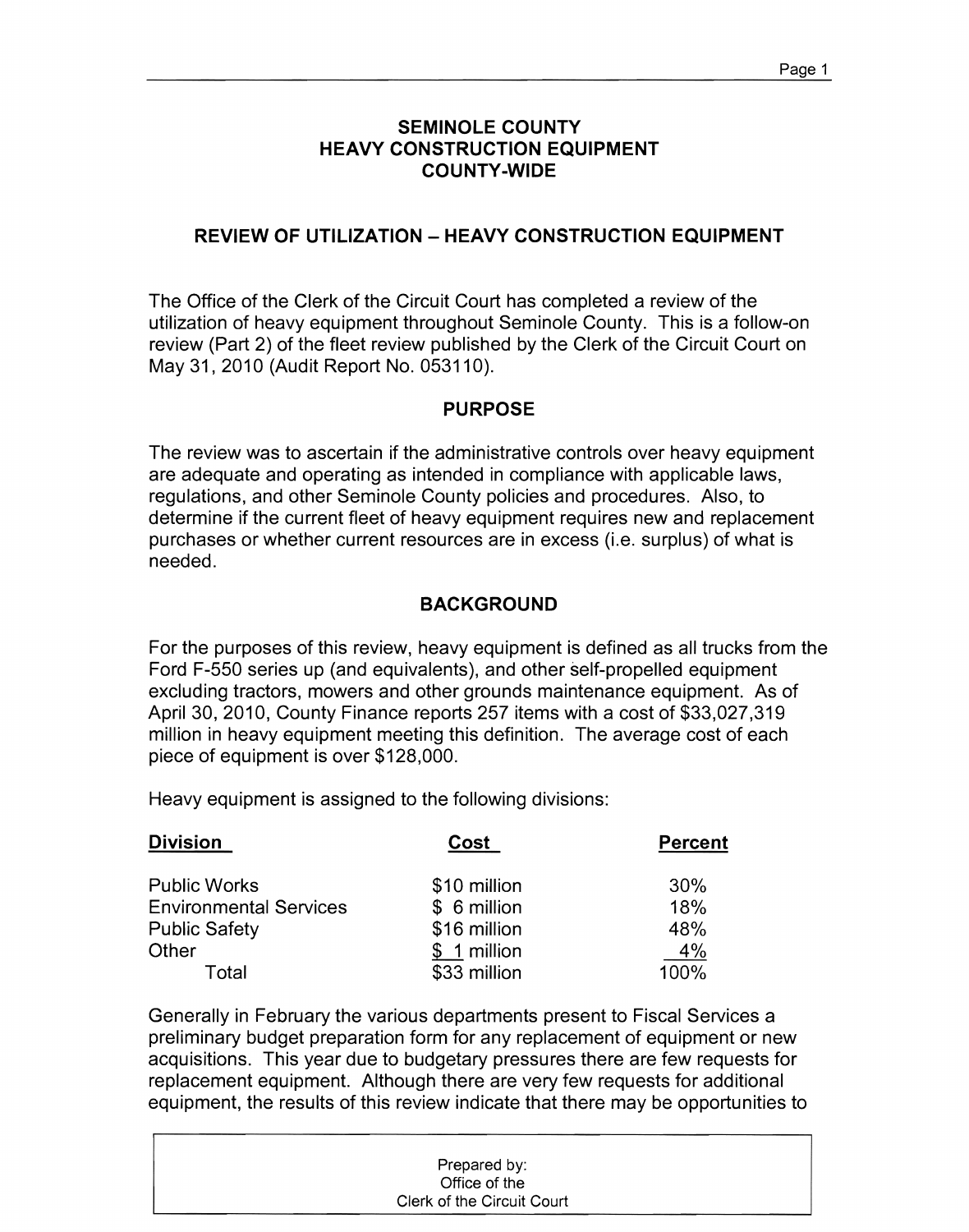# SEMINOLE COUNTY
# HEAVY CONSTRUCTION EQUIPMENT
# COUNTY-WIDE

## REVIEW OF UTILIZATION – HEAVY CONSTRUCTION EQUIPMENT

The Office of the Clerk of the Circuit Court has completed a review of the utilization of heavy equipment throughout Seminole County. This is a follow-on review (Part 2) of the fleet review published by the Clerk of the Circuit Court on May 31, 2010 (Audit Report No. 053110).

## PURPOSE

The review was to ascertain if the administrative controls over heavy equipment are adequate and operating as intended in compliance with applicable laws, regulations, and other Seminole County policies and procedures. Also, to determine if the current fleet of heavy equipment requires new and replacement purchases or whether current resources are in excess (i.e. surplus) of what is needed.

## BACKGROUND

For the purposes of this review, heavy equipment is defined as all trucks from the Ford F-550 series up (and equivalents), and other self-propelled equipment excluding tractors, mowers and other grounds maintenance equipment. As of April 30, 2010, County Finance reports 257 items with a cost of $33,027,319 million in heavy equipment meeting this definition. The average cost of each piece of equipment is over $128,000.

Heavy equipment is assigned to the following divisions:

| Division | Cost | Percent |
|---|---|---|
| Public Works | $10 million | 30% |
| Environmental Services | $ 6 million | 18% |
| Public Safety | $16 million | 48% |
| Other | $ 1 million | 4% |
| Total | $33 million | 100% |

Generally in February the various departments present to Fiscal Services a preliminary budget preparation form for any replacement of equipment or new acquisitions. This year due to budgetary pressures there are few requests for replacement equipment. Although there are very few requests for additional equipment, the results of this review indicate that there may be opportunities to

Prepared by:
Office of the
Clerk of the Circuit Court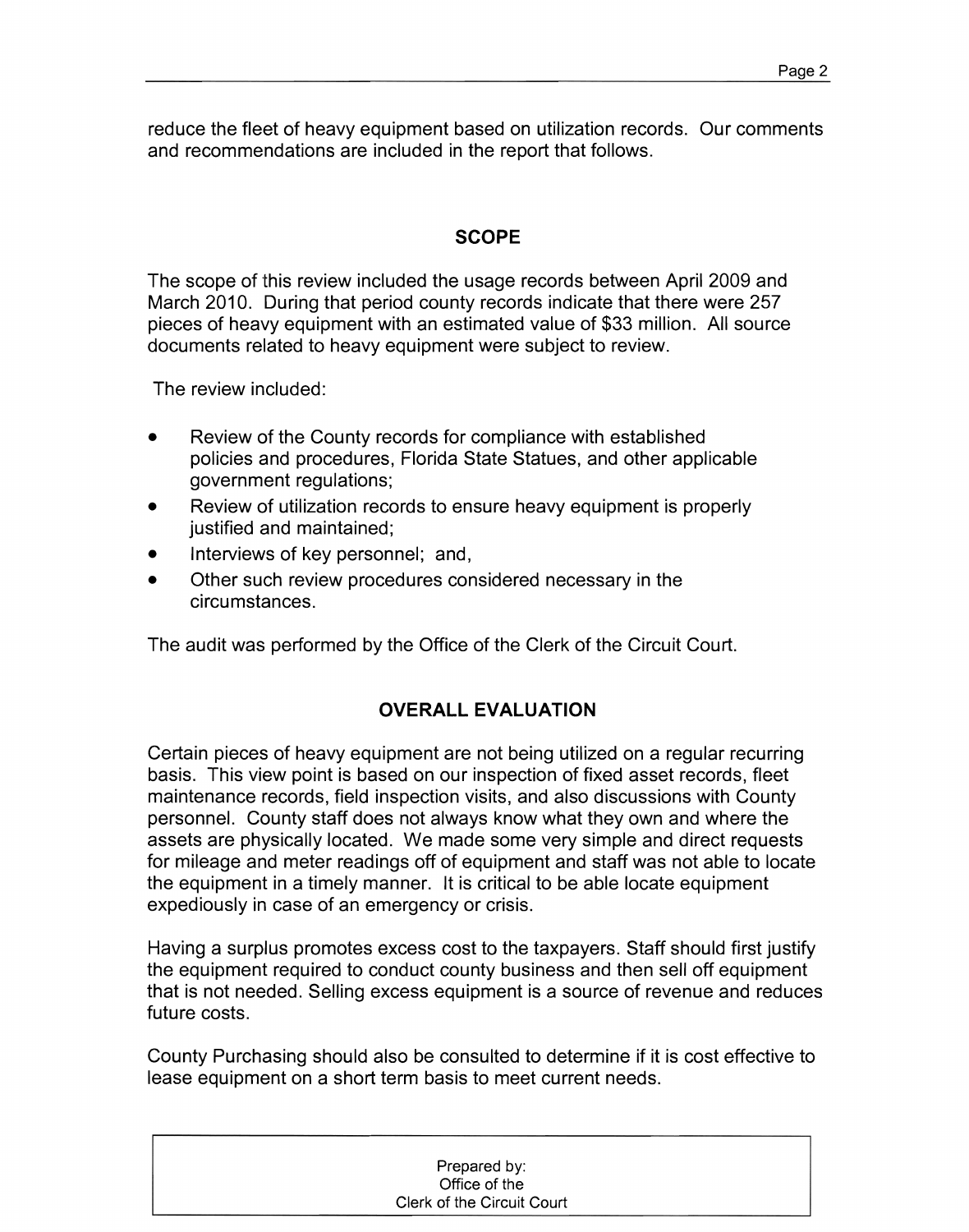reduce the fleet of heavy equipment based on utilization records. Our comments and recommendations are included in the report that follows.

## SCOPE

The scope of this review included the usage records between April 2009 and March 2010. During that period county records indicate that there were 257 pieces of heavy equipment with an estimated value of $33 million. All source documents related to heavy equipment were subject to review.

The review included:

- Review of the County records for compliance with established policies and procedures, Florida State Statues, and other applicable government regulations;
- Review of utilization records to ensure heavy equipment is properly justified and maintained;
- Interviews of key personnel; and,
- Other such review procedures considered necessary in the circumstances.

The audit was performed by the Office of the Clerk of the Circuit Court.

## OVERALL EVALUATION

Certain pieces of heavy equipment are not being utilized on a regular recurring basis. This view point is based on our inspection of fixed asset records, fleet maintenance records, field inspection visits, and also discussions with County personnel. County staff does not always know what they own and where the assets are physically located. We made some very simple and direct requests for mileage and meter readings off of equipment and staff was not able to locate the equipment in a timely manner. It is critical to be able locate equipment expediously in case of an emergency or crisis.

Having a surplus promotes excess cost to the taxpayers. Staff should first justify the equipment required to conduct county business and then sell off equipment that is not needed. Selling excess equipment is a source of revenue and reduces future costs.

County Purchasing should also be consulted to determine if it is cost effective to lease equipment on a short term basis to meet current needs.

Prepared by:
Office of the
Clerk of the Circuit Court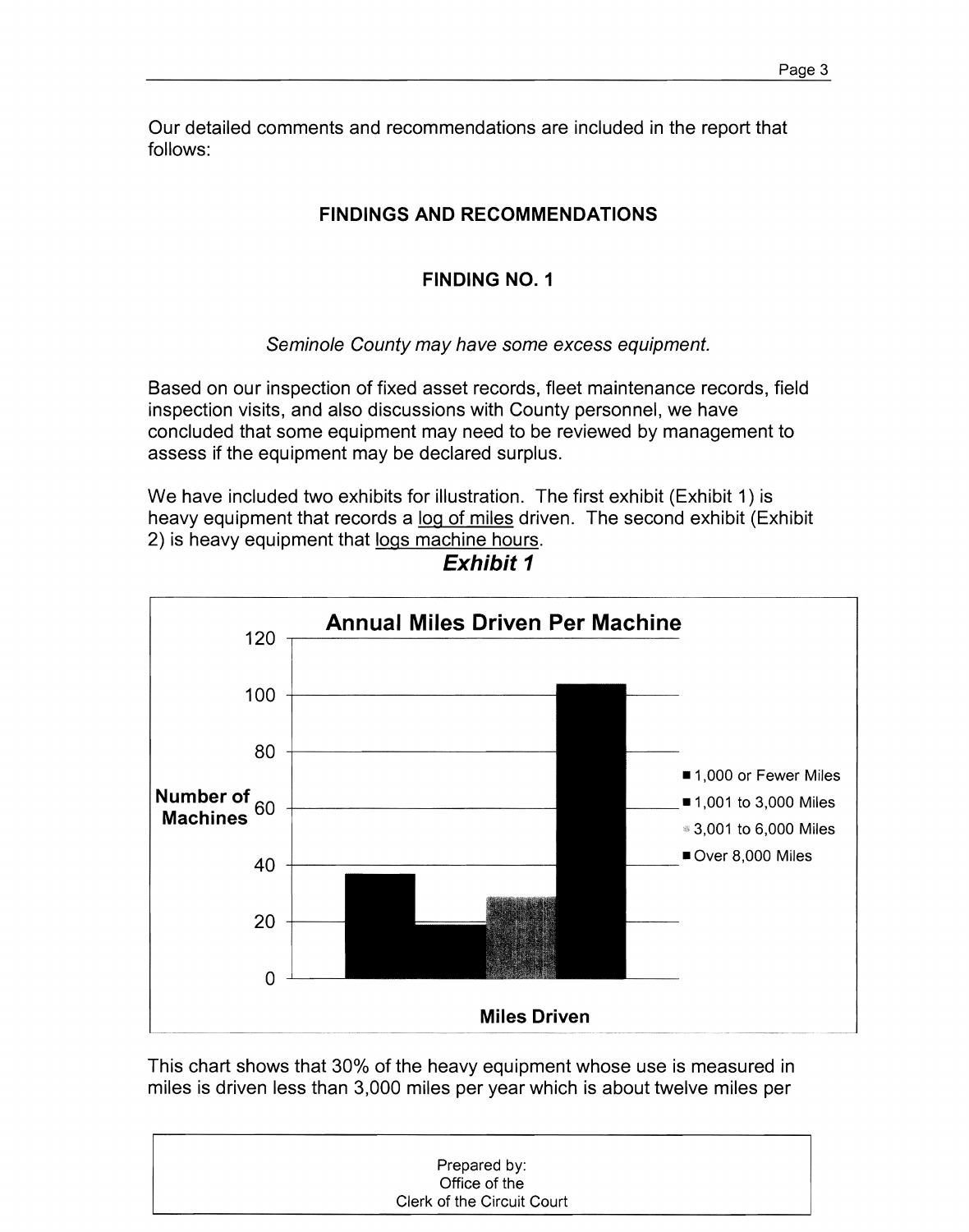Our detailed comments and recommendations are included in the report that follows:

## FINDINGS AND RECOMMENDATIONS

### FINDING NO. 1

*Seminole County may have some excess equipment.*

Based on our inspection of fixed asset records, fleet maintenance records, field inspection visits, and also discussions with County personnel, we have concluded that some equipment may need to be reviewed by management to assess if the equipment may be declared surplus.

We have included two exhibits for illustration. The first exhibit (Exhibit 1) is heavy equipment that records a log of miles driven. The second exhibit (Exhibit 2) is heavy equipment that logs machine hours.

***Exhibit 1***

**Annual Miles Driven Per Machine**

| Miles Driven | Number of Machines |
|---|---|
| 1,000 or Fewer Miles | 37 |
| 1,001 to 3,000 Miles | 19 |
| 3,001 to 6,000 Miles | 29 |
| Over 8,000 Miles | 104 |

This chart shows that 30% of the heavy equipment whose use is measured in miles is driven less than 3,000 miles per year which is about twelve miles per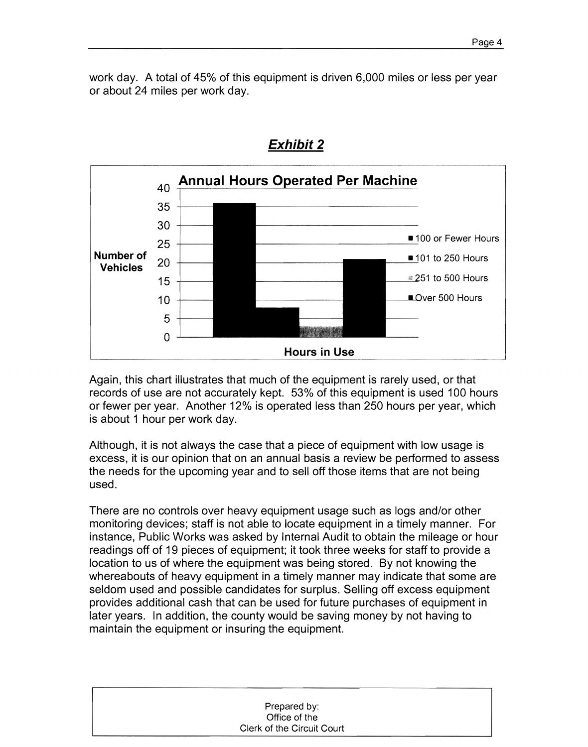work day. A total of 45% of this equipment is driven 6,000 miles or less per year or about 24 miles per work day.

## *Exhibit 2*

Annual Hours Operated Per Machine

Again, this chart illustrates that much of the equipment is rarely used, or that records of use are not accurately kept. 53% of this equipment is used 100 hours or fewer per year. Another 12% is operated less than 250 hours per year, which is about 1 hour per work day.

Although, it is not always the case that a piece of equipment with low usage is excess, it is our opinion that on an annual basis a review be performed to assess the needs for the upcoming year and to sell off those items that are not being used.

There are no controls over heavy equipment usage such as logs and/or other monitoring devices; staff is not able to locate equipment in a timely manner. For instance, Public Works was asked by Internal Audit to obtain the mileage or hour readings off of 19 pieces of equipment; it took three weeks for staff to provide a location to us of where the equipment was being stored. By not knowing the whereabouts of heavy equipment in a timely manner may indicate that some are seldom used and possible candidates for surplus. Selling off excess equipment provides additional cash that can be used for future purchases of equipment in later years. In addition, the county would be saving money by not having to maintain the equipment or insuring the equipment.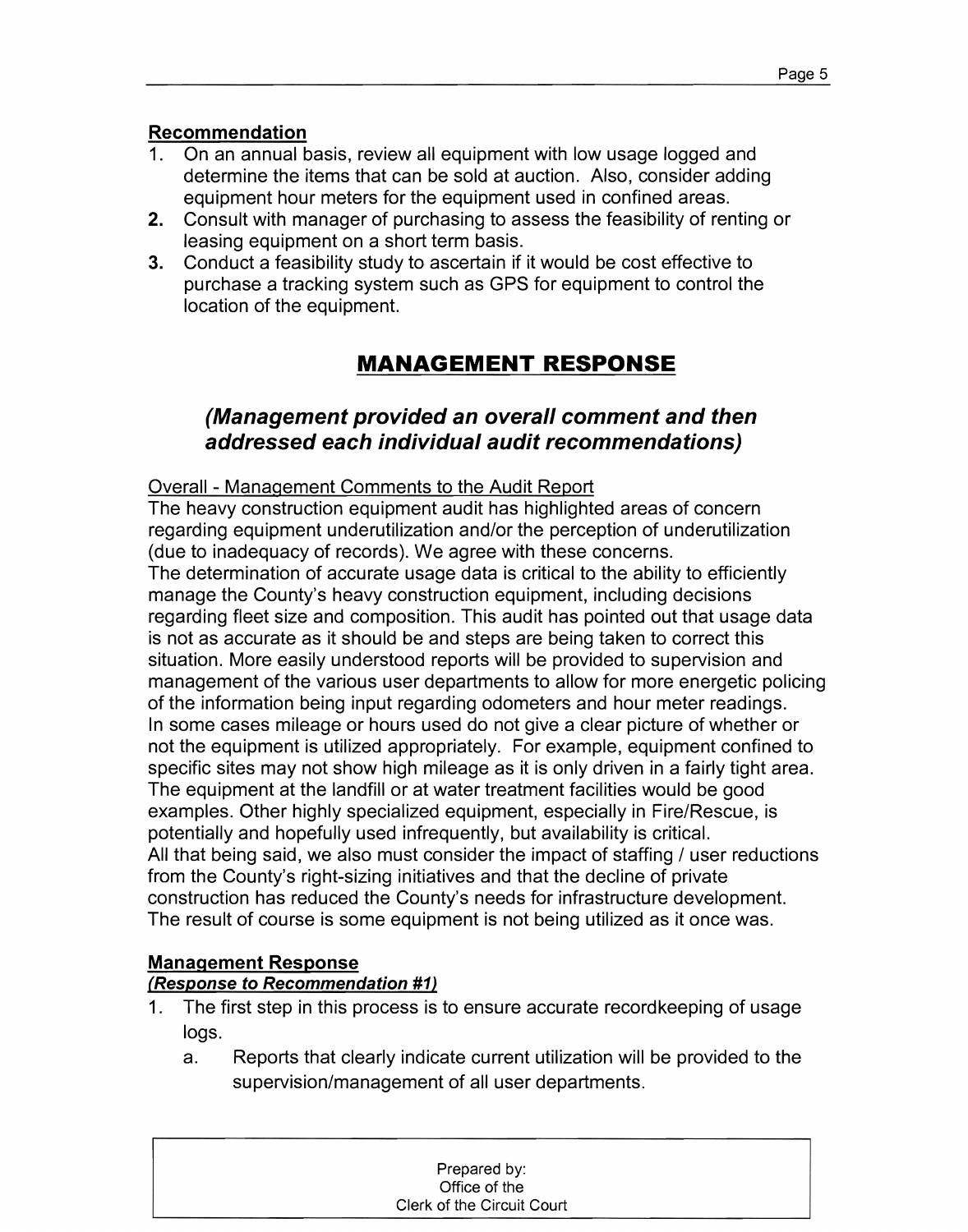**Recommendation**

1. On an annual basis, review all equipment with low usage logged and determine the items that can be sold at auction. Also, consider adding equipment hour meters for the equipment used in confined areas.
2. Consult with manager of purchasing to assess the feasibility of renting or leasing equipment on a short term basis.
3. Conduct a feasibility study to ascertain if it would be cost effective to purchase a tracking system such as GPS for equipment to control the location of the equipment.

## MANAGEMENT RESPONSE

### *(Management provided an overall comment and then addressed each individual audit recommendations)*

Overall - Management Comments to the Audit Report

The heavy construction equipment audit has highlighted areas of concern regarding equipment underutilization and/or the perception of underutilization (due to inadequacy of records). We agree with these concerns.

The determination of accurate usage data is critical to the ability to efficiently manage the County's heavy construction equipment, including decisions regarding fleet size and composition. This audit has pointed out that usage data is not as accurate as it should be and steps are being taken to correct this situation. More easily understood reports will be provided to supervision and management of the various user departments to allow for more energetic policing of the information being input regarding odometers and hour meter readings.

In some cases mileage or hours used do not give a clear picture of whether or not the equipment is utilized appropriately. For example, equipment confined to specific sites may not show high mileage as it is only driven in a fairly tight area. The equipment at the landfill or at water treatment facilities would be good examples. Other highly specialized equipment, especially in Fire/Rescue, is potentially and hopefully used infrequently, but availability is critical.

All that being said, we also must consider the impact of staffing / user reductions from the County's right-sizing initiatives and that the decline of private construction has reduced the County's needs for infrastructure development. The result of course is some equipment is not being utilized as it once was.

**Management Response**

***(Response to Recommendation #1)***

1. The first step in this process is to ensure accurate recordkeeping of usage logs.
   a. Reports that clearly indicate current utilization will be provided to the supervision/management of all user departments.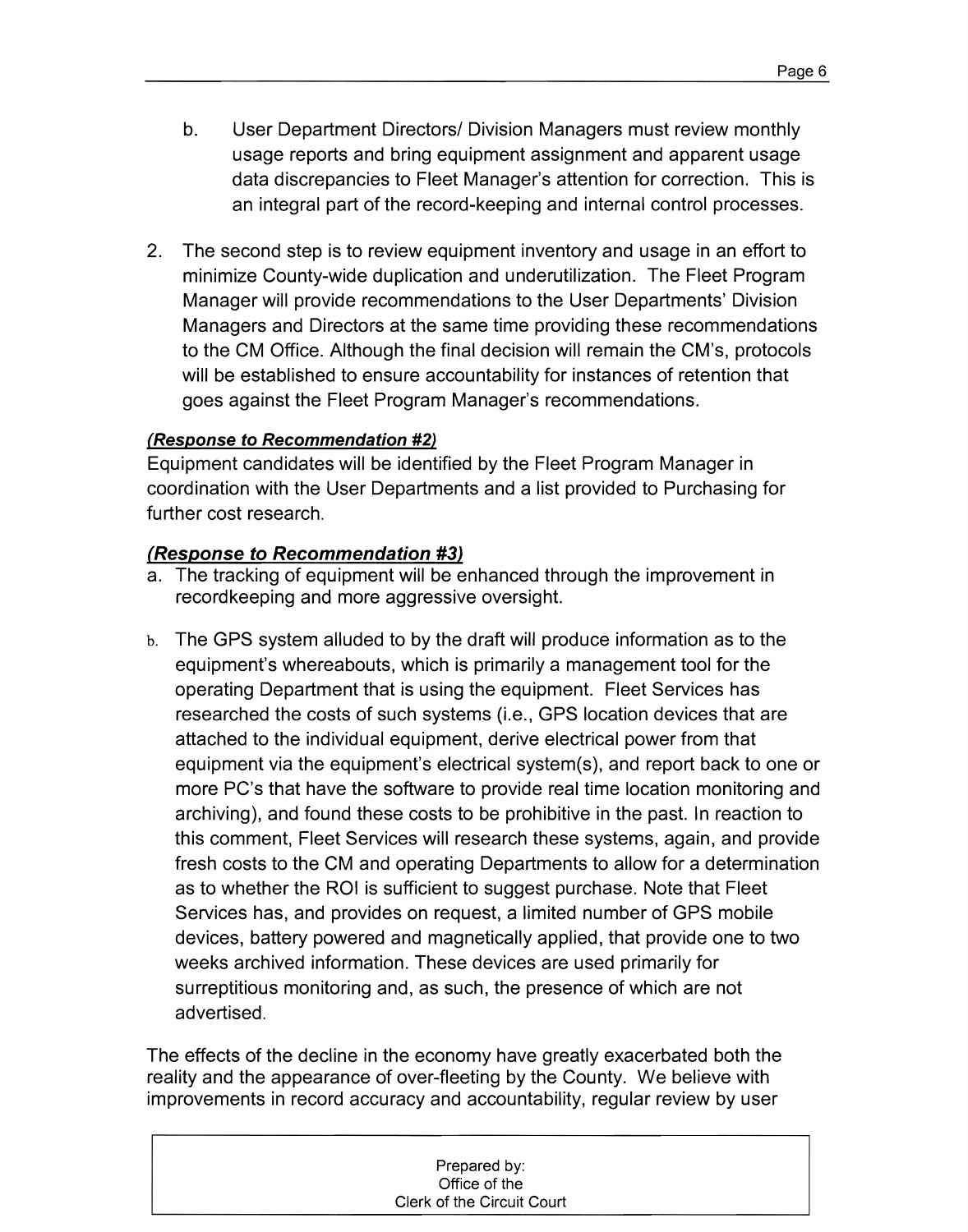b. User Department Directors/ Division Managers must review monthly usage reports and bring equipment assignment and apparent usage data discrepancies to Fleet Manager's attention for correction. This is an integral part of the record-keeping and internal control processes.

2. The second step is to review equipment inventory and usage in an effort to minimize County-wide duplication and underutilization. The Fleet Program Manager will provide recommendations to the User Departments' Division Managers and Directors at the same time providing these recommendations to the CM Office. Although the final decision will remain the CM's, protocols will be established to ensure accountability for instances of retention that goes against the Fleet Program Manager's recommendations.

***(Response to Recommendation #2)***

Equipment candidates will be identified by the Fleet Program Manager in coordination with the User Departments and a list provided to Purchasing for further cost research.

***(Response to Recommendation #3)***

a. The tracking of equipment will be enhanced through the improvement in recordkeeping and more aggressive oversight.

b. The GPS system alluded to by the draft will produce information as to the equipment's whereabouts, which is primarily a management tool for the operating Department that is using the equipment. Fleet Services has researched the costs of such systems (i.e., GPS location devices that are attached to the individual equipment, derive electrical power from that equipment via the equipment's electrical system(s), and report back to one or more PC's that have the software to provide real time location monitoring and archiving), and found these costs to be prohibitive in the past. In reaction to this comment, Fleet Services will research these systems, again, and provide fresh costs to the CM and operating Departments to allow for a determination as to whether the ROI is sufficient to suggest purchase. Note that Fleet Services has, and provides on request, a limited number of GPS mobile devices, battery powered and magnetically applied, that provide one to two weeks archived information. These devices are used primarily for surreptitious monitoring and, as such, the presence of which are not advertised.

The effects of the decline in the economy have greatly exacerbated both the reality and the appearance of over-fleeting by the County. We believe with improvements in record accuracy and accountability, regular review by user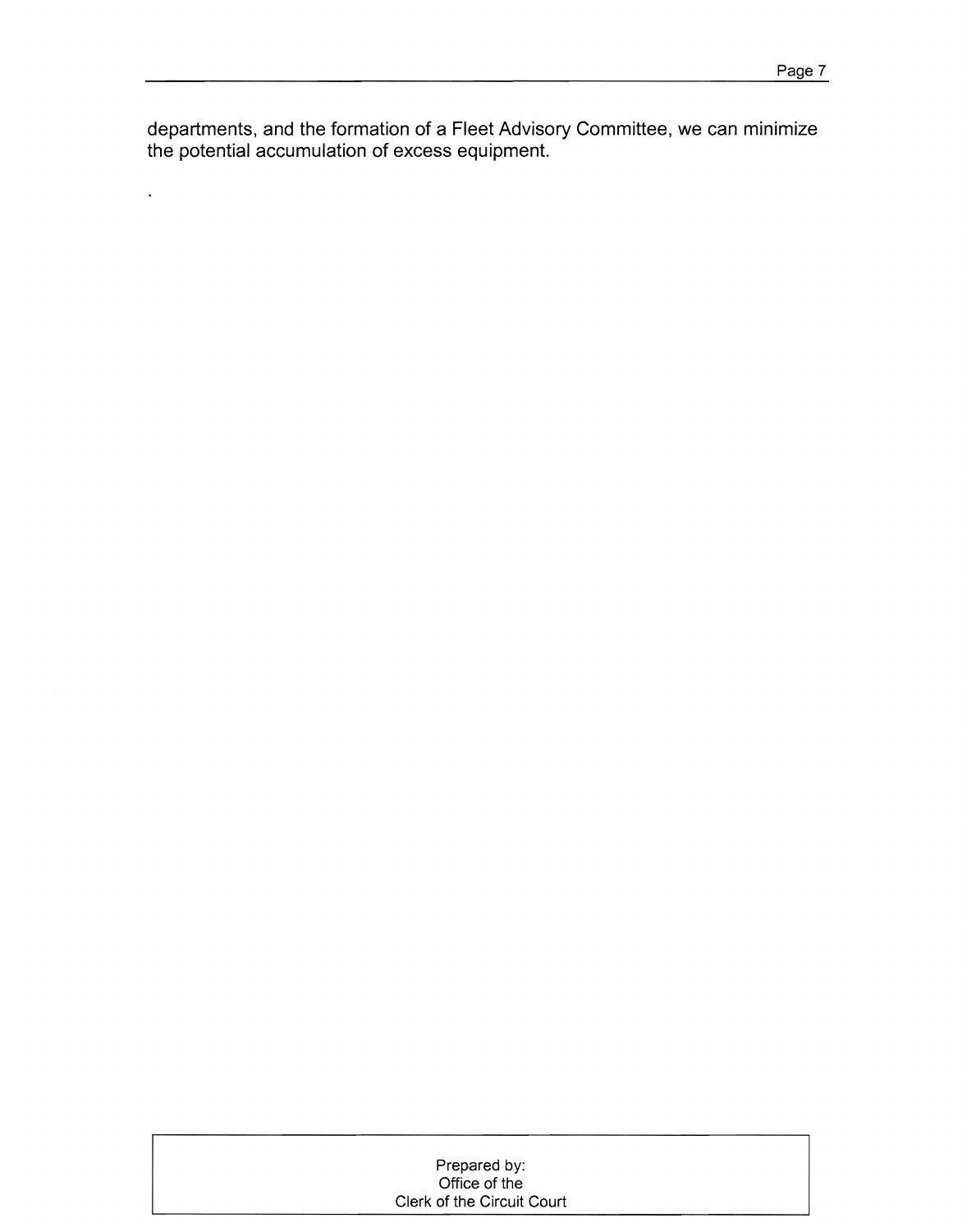departments, and the formation of a Fleet Advisory Committee, we can minimize the potential accumulation of excess equipment.

Prepared by:
Office of the
Clerk of the Circuit Court